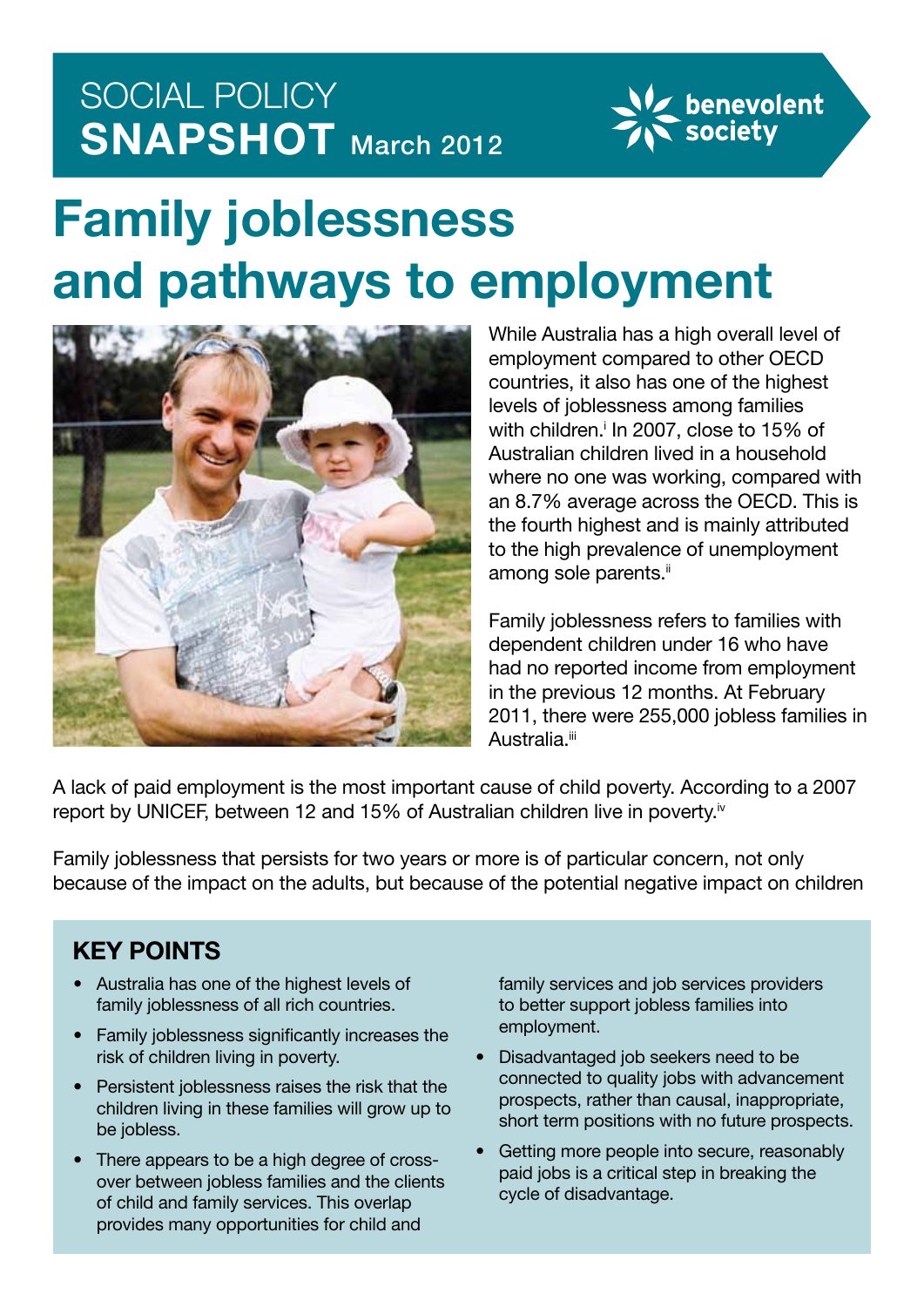SOCIAL POLICY **SNAPSHOT** March 2012

benevolent society

# Family joblessness and pathways to employment

While Australia has a high overall level of employment compared to other OECD countries, it also has one of the highest levels of joblessness among families with children.[i] In 2007, close to 15% of Australian children lived in a household where no one was working, compared with an 8.7% average across the OECD. This is the fourth highest and is mainly attributed to the high prevalence of unemployment among sole parents.[ii]

Family joblessness refers to families with dependent children under 16 who have had no reported income from employment in the previous 12 months. At February 2011, there were 255,000 jobless families in Australia.[iii]

A lack of paid employment is the most important cause of child poverty. According to a 2007 report by UNICEF, between 12 and 15% of Australian children live in poverty.[iv]

Family joblessness that persists for two years or more is of particular concern, not only because of the impact on the adults, but because of the potential negative impact on children

## KEY POINTS

- Australia has one of the highest levels of family joblessness of all rich countries.
- Family joblessness significantly increases the risk of children living in poverty.
- Persistent joblessness raises the risk that the children living in these families will grow up to be jobless.
- There appears to be a high degree of cross-over between jobless families and the clients of child and family services. This overlap provides many opportunities for child and family services and job services providers to better support jobless families into employment.
- Disadvantaged job seekers need to be connected to quality jobs with advancement prospects, rather than causal, inappropriate, short term positions with no future prospects.
- Getting more people into secure, reasonably paid jobs is a critical step in breaking the cycle of disadvantage.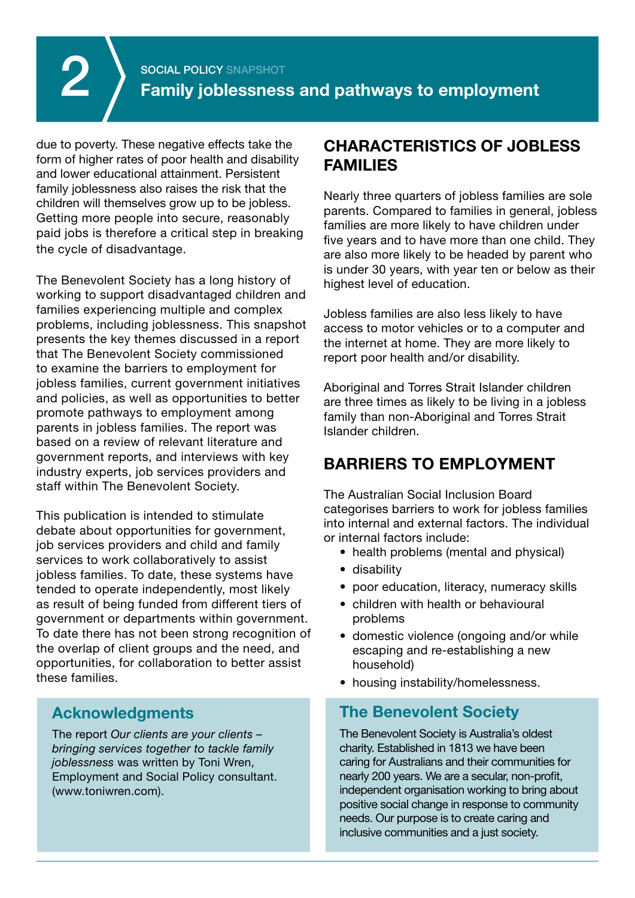due to poverty. These negative effects take the form of higher rates of poor health and disability and lower educational attainment. Persistent family joblessness also raises the risk that the children will themselves grow up to be jobless. Getting more people into secure, reasonably paid jobs is therefore a critical step in breaking the cycle of disadvantage.

The Benevolent Society has a long history of working to support disadvantaged children and families experiencing multiple and complex problems, including joblessness. This snapshot presents the key themes discussed in a report that The Benevolent Society commissioned to examine the barriers to employment for jobless families, current government initiatives and policies, as well as opportunities to better promote pathways to employment among parents in jobless families. The report was based on a review of relevant literature and government reports, and interviews with key industry experts, job services providers and staff within The Benevolent Society.

This publication is intended to stimulate debate about opportunities for government, job services providers and child and family services to work collaboratively to assist jobless families. To date, these systems have tended to operate independently, most likely as result of being funded from different tiers of government or departments within government. To date there has not been strong recognition of the overlap of client groups and the need, and opportunities, for collaboration to better assist these families.

## Acknowledgments

The report *Our clients are your clients – bringing services together to tackle family joblessness* was written by Toni Wren, Employment and Social Policy consultant. (www.toniwren.com).

## CHARACTERISTICS OF JOBLESS FAMILIES

Nearly three quarters of jobless families are sole parents. Compared to families in general, jobless families are more likely to have children under five years and to have more than one child. They are also more likely to be headed by parent who is under 30 years, with year ten or below as their highest level of education.

Jobless families are also less likely to have access to motor vehicles or to a computer and the internet at home. They are more likely to report poor health and/or disability.

Aboriginal and Torres Strait Islander children are three times as likely to be living in a jobless family than non-Aboriginal and Torres Strait Islander children.

## BARRIERS TO EMPLOYMENT

The Australian Social Inclusion Board categorises barriers to work for jobless families into internal and external factors. The individual or internal factors include:

- health problems (mental and physical)
- disability
- poor education, literacy, numeracy skills
- children with health or behavioural problems
- domestic violence (ongoing and/or while escaping and re-establishing a new household)
- housing instability/homelessness.

## The Benevolent Society

The Benevolent Society is Australia's oldest charity. Established in 1813 we have been caring for Australians and their communities for nearly 200 years. We are a secular, non-profit, independent organisation working to bring about positive social change in response to community needs. Our purpose is to create caring and inclusive communities and a just society.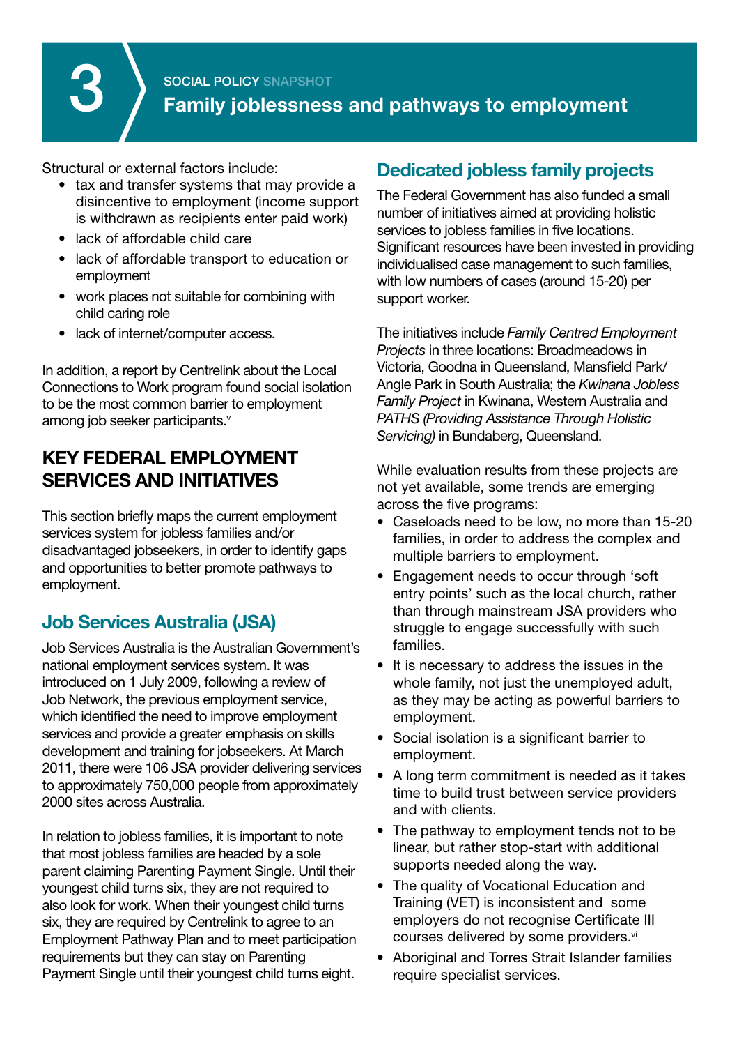Structural or external factors include:

- tax and transfer systems that may provide a disincentive to employment (income support is withdrawn as recipients enter paid work)
- lack of affordable child care
- lack of affordable transport to education or employment
- work places not suitable for combining with child caring role
- lack of internet/computer access.

In addition, a report by Centrelink about the Local Connections to Work program found social isolation to be the most common barrier to employment among job seeker participants.[v]

## KEY FEDERAL EMPLOYMENT SERVICES AND INITIATIVES

This section briefly maps the current employment services system for jobless families and/or disadvantaged jobseekers, in order to identify gaps and opportunities to better promote pathways to employment.

### Job Services Australia (JSA)

Job Services Australia is the Australian Government's national employment services system. It was introduced on 1 July 2009, following a review of Job Network, the previous employment service, which identified the need to improve employment services and provide a greater emphasis on skills development and training for jobseekers. At March 2011, there were 106 JSA provider delivering services to approximately 750,000 people from approximately 2000 sites across Australia.

In relation to jobless families, it is important to note that most jobless families are headed by a sole parent claiming Parenting Payment Single. Until their youngest child turns six, they are not required to also look for work. When their youngest child turns six, they are required by Centrelink to agree to an Employment Pathway Plan and to meet participation requirements but they can stay on Parenting Payment Single until their youngest child turns eight.

### Dedicated jobless family projects

The Federal Government has also funded a small number of initiatives aimed at providing holistic services to jobless families in five locations. Significant resources have been invested in providing individualised case management to such families, with low numbers of cases (around 15-20) per support worker.

The initiatives include *Family Centred Employment Projects* in three locations: Broadmeadows in Victoria, Goodna in Queensland, Mansfield Park/ Angle Park in South Australia; the *Kwinana Jobless Family Project* in Kwinana, Western Australia and *PATHS (Providing Assistance Through Holistic Servicing)* in Bundaberg, Queensland.

While evaluation results from these projects are not yet available, some trends are emerging across the five programs:

- Caseloads need to be low, no more than 15-20 families, in order to address the complex and multiple barriers to employment.
- Engagement needs to occur through 'soft entry points' such as the local church, rather than through mainstream JSA providers who struggle to engage successfully with such families.
- It is necessary to address the issues in the whole family, not just the unemployed adult, as they may be acting as powerful barriers to employment.
- Social isolation is a significant barrier to employment.
- A long term commitment is needed as it takes time to build trust between service providers and with clients.
- The pathway to employment tends not to be linear, but rather stop-start with additional supports needed along the way.
- The quality of Vocational Education and Training (VET) is inconsistent and some employers do not recognise Certificate III courses delivered by some providers.[vi]
- Aboriginal and Torres Strait Islander families require specialist services.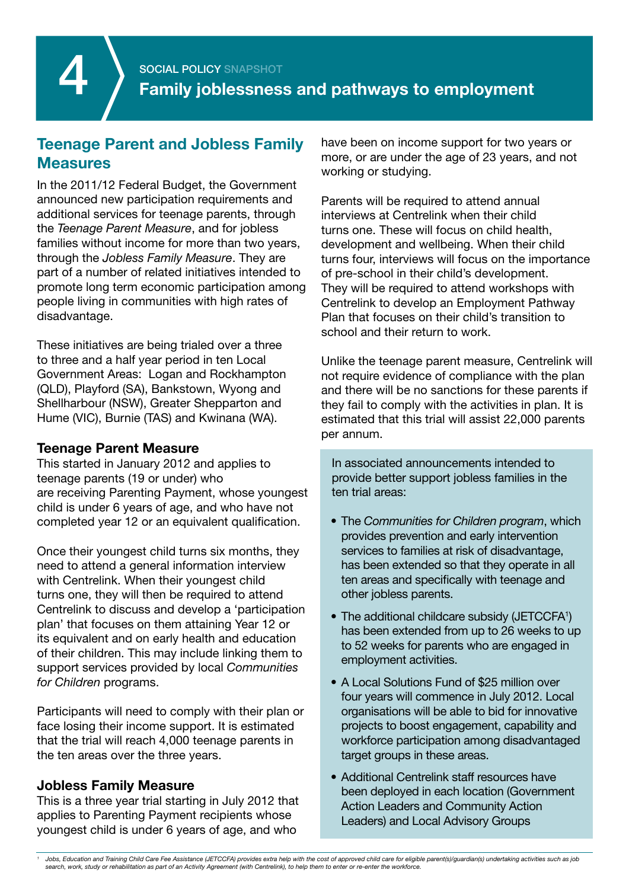# 4 SOCIAL POLICY SNAPSHOT
## Family joblessness and pathways to employment

## Teenage Parent and Jobless Family Measures

In the 2011/12 Federal Budget, the Government announced new participation requirements and additional services for teenage parents, through the *Teenage Parent Measure*, and for jobless families without income for more than two years, through the *Jobless Family Measure*. They are part of a number of related initiatives intended to promote long term economic participation among people living in communities with high rates of disadvantage.

These initiatives are being trialed over a three to three and a half year period in ten Local Government Areas: Logan and Rockhampton (QLD), Playford (SA), Bankstown, Wyong and Shellharbour (NSW), Greater Shepparton and Hume (VIC), Burnie (TAS) and Kwinana (WA).

### Teenage Parent Measure

This started in January 2012 and applies to teenage parents (19 or under) who are receiving Parenting Payment, whose youngest child is under 6 years of age, and who have not completed year 12 or an equivalent qualification.

Once their youngest child turns six months, they need to attend a general information interview with Centrelink. When their youngest child turns one, they will then be required to attend Centrelink to discuss and develop a 'participation plan' that focuses on them attaining Year 12 or its equivalent and on early health and education of their children. This may include linking them to support services provided by local *Communities for Children* programs.

Participants will need to comply with their plan or face losing their income support. It is estimated that the trial will reach 4,000 teenage parents in the ten areas over the three years.

### Jobless Family Measure

This is a three year trial starting in July 2012 that applies to Parenting Payment recipients whose youngest child is under 6 years of age, and who have been on income support for two years or more, or are under the age of 23 years, and not working or studying.

Parents will be required to attend annual interviews at Centrelink when their child turns one. These will focus on child health, development and wellbeing. When their child turns four, interviews will focus on the importance of pre-school in their child's development. They will be required to attend workshops with Centrelink to develop an Employment Pathway Plan that focuses on their child's transition to school and their return to work.

Unlike the teenage parent measure, Centrelink will not require evidence of compliance with the plan and there will be no sanctions for these parents if they fail to comply with the activities in plan. It is estimated that this trial will assist 22,000 parents per annum.

In associated announcements intended to provide better support jobless families in the ten trial areas:

- The *Communities for Children program*, which provides prevention and early intervention services to families at risk of disadvantage, has been extended so that they operate in all ten areas and specifically with teenage and other jobless parents.
- The additional childcare subsidy (JETCCFA[1]) has been extended from up to 26 weeks to up to 52 weeks for parents who are engaged in employment activities.
- A Local Solutions Fund of $25 million over four years will commence in July 2012. Local organisations will be able to bid for innovative projects to boost engagement, capability and workforce participation among disadvantaged target groups in these areas.
- Additional Centrelink staff resources have been deployed in each location (Government Action Leaders and Community Action Leaders) and Local Advisory Groups

[1] *Jobs, Education and Training Child Care Fee Assistance (JETCCFA) provides extra help with the cost of approved child care for eligible parent(s)/guardian(s) undertaking activities such as job search, work, study or rehabilitation as part of an Activity Agreement (with Centrelink), to help them to enter or re-enter the workforce.*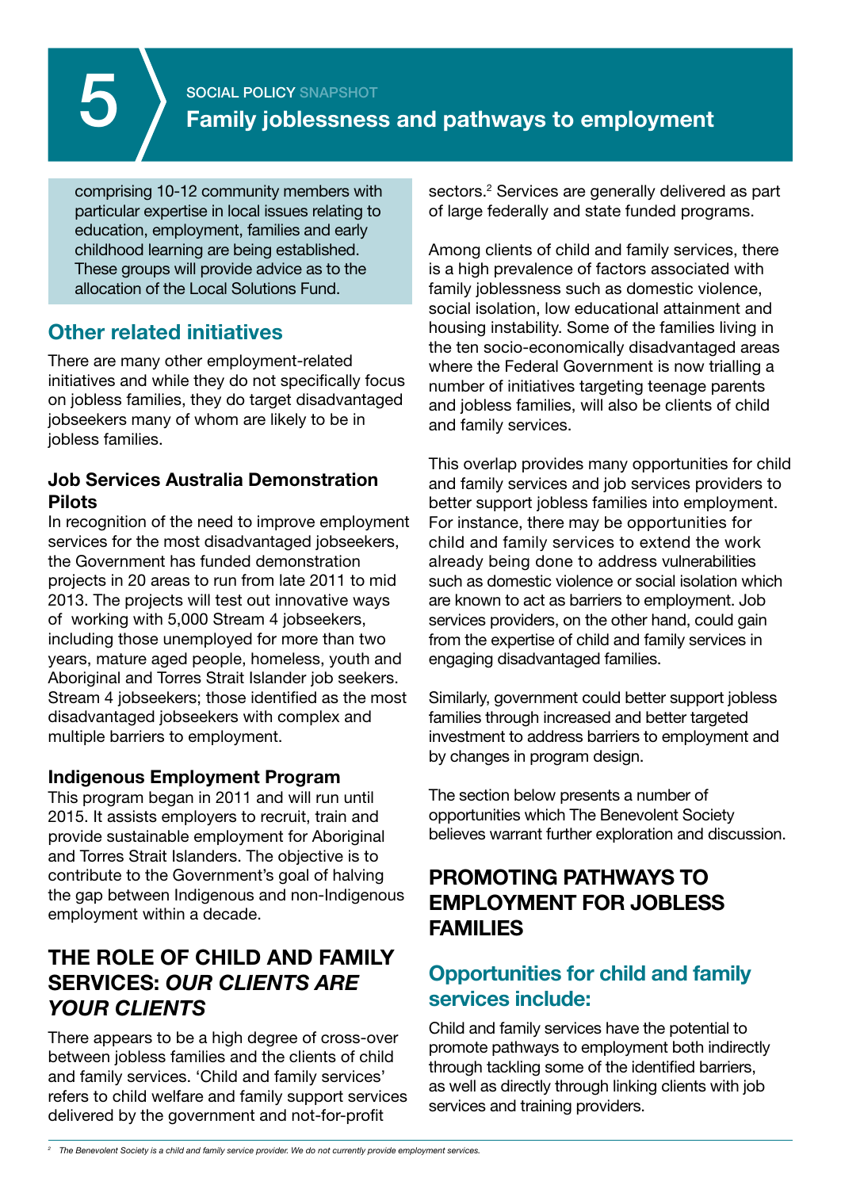comprising 10-12 community members with particular expertise in local issues relating to education, employment, families and early childhood learning are being established. These groups will provide advice as to the allocation of the Local Solutions Fund.

## Other related initiatives

There are many other employment-related initiatives and while they do not specifically focus on jobless families, they do target disadvantaged jobseekers many of whom are likely to be in jobless families.

### Job Services Australia Demonstration Pilots

In recognition of the need to improve employment services for the most disadvantaged jobseekers, the Government has funded demonstration projects in 20 areas to run from late 2011 to mid 2013. The projects will test out innovative ways of working with 5,000 Stream 4 jobseekers, including those unemployed for more than two years, mature aged people, homeless, youth and Aboriginal and Torres Strait Islander job seekers. Stream 4 jobseekers; those identified as the most disadvantaged jobseekers with complex and multiple barriers to employment.

### Indigenous Employment Program

This program began in 2011 and will run until 2015. It assists employers to recruit, train and provide sustainable employment for Aboriginal and Torres Strait Islanders. The objective is to contribute to the Government's goal of halving the gap between Indigenous and non-Indigenous employment within a decade.

## THE ROLE OF CHILD AND FAMILY SERVICES: *OUR CLIENTS ARE YOUR CLIENTS*

There appears to be a high degree of cross-over between jobless families and the clients of child and family services. 'Child and family services' refers to child welfare and family support services delivered by the government and not-for-profit sectors.[2] Services are generally delivered as part of large federally and state funded programs.

Among clients of child and family services, there is a high prevalence of factors associated with family joblessness such as domestic violence, social isolation, low educational attainment and housing instability. Some of the families living in the ten socio-economically disadvantaged areas where the Federal Government is now trialling a number of initiatives targeting teenage parents and jobless families, will also be clients of child and family services.

This overlap provides many opportunities for child and family services and job services providers to better support jobless families into employment. For instance, there may be opportunities for child and family services to extend the work already being done to address vulnerabilities such as domestic violence or social isolation which are known to act as barriers to employment. Job services providers, on the other hand, could gain from the expertise of child and family services in engaging disadvantaged families.

Similarly, government could better support jobless families through increased and better targeted investment to address barriers to employment and by changes in program design.

The section below presents a number of opportunities which The Benevolent Society believes warrant further exploration and discussion.

## PROMOTING PATHWAYS TO EMPLOYMENT FOR JOBLESS FAMILIES

### Opportunities for child and family services include:

Child and family services have the potential to promote pathways to employment both indirectly through tackling some of the identified barriers, as well as directly through linking clients with job services and training providers.

---

[2] *The Benevolent Society is a child and family service provider. We do not currently provide employment services.*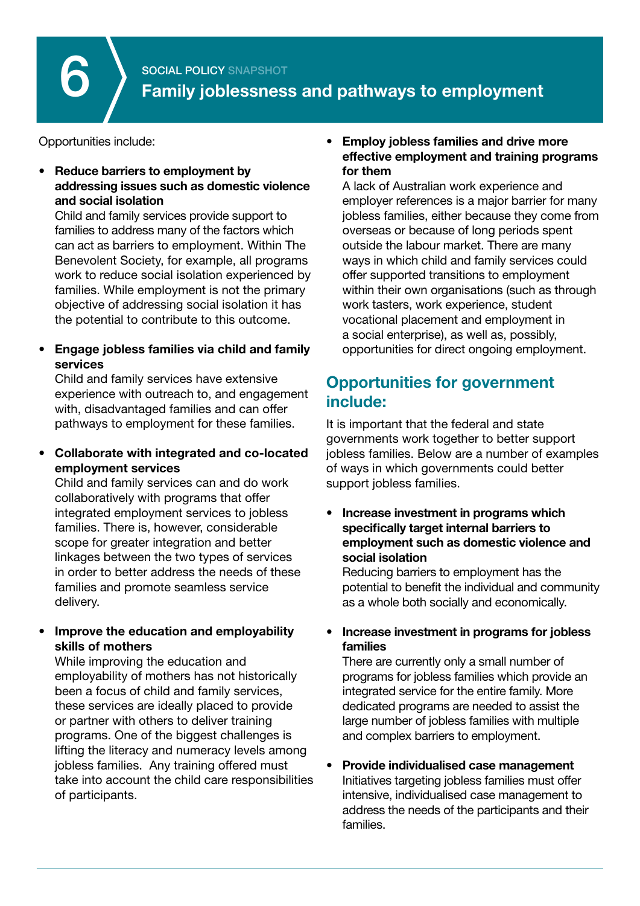Opportunities include:

- **Reduce barriers to employment by addressing issues such as domestic violence and social isolation**
  Child and family services provide support to families to address many of the factors which can act as barriers to employment. Within The Benevolent Society, for example, all programs work to reduce social isolation experienced by families. While employment is not the primary objective of addressing social isolation it has the potential to contribute to this outcome.

- **Engage jobless families via child and family services**
  Child and family services have extensive experience with outreach to, and engagement with, disadvantaged families and can offer pathways to employment for these families.

- **Collaborate with integrated and co-located employment services**
  Child and family services can and do work collaboratively with programs that offer integrated employment services to jobless families. There is, however, considerable scope for greater integration and better linkages between the two types of services in order to better address the needs of these families and promote seamless service delivery.

- **Improve the education and employability skills of mothers**
  While improving the education and employability of mothers has not historically been a focus of child and family services, these services are ideally placed to provide or partner with others to deliver training programs. One of the biggest challenges is lifting the literacy and numeracy levels among jobless families. Any training offered must take into account the child care responsibilities of participants.

- **Employ jobless families and drive more effective employment and training programs for them**
  A lack of Australian work experience and employer references is a major barrier for many jobless families, either because they come from overseas or because of long periods spent outside the labour market. There are many ways in which child and family services could offer supported transitions to employment within their own organisations (such as through work tasters, work experience, student vocational placement and employment in a social enterprise), as well as, possibly, opportunities for direct ongoing employment.

## Opportunities for government include:

It is important that the federal and state governments work together to better support jobless families. Below are a number of examples of ways in which governments could better support jobless families.

- **Increase investment in programs which specifically target internal barriers to employment such as domestic violence and social isolation**
  Reducing barriers to employment has the potential to benefit the individual and community as a whole both socially and economically.

- **Increase investment in programs for jobless families**
  There are currently only a small number of programs for jobless families which provide an integrated service for the entire family. More dedicated programs are needed to assist the large number of jobless families with multiple and complex barriers to employment.

- **Provide individualised case management**
  Initiatives targeting jobless families must offer intensive, individualised case management to address the needs of the participants and their families.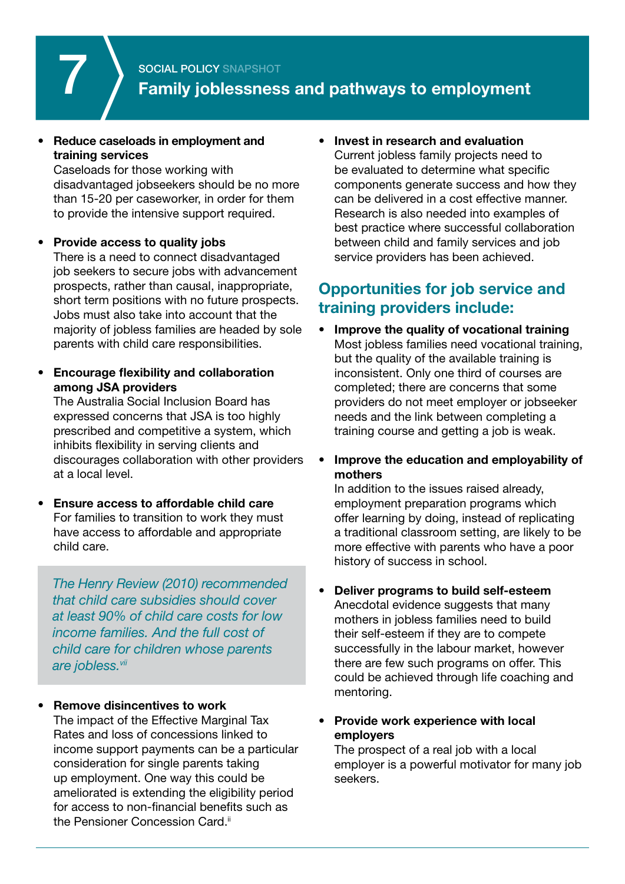- **Reduce caseloads in employment and training services**
  Caseloads for those working with disadvantaged jobseekers should be no more than 15-20 per caseworker, in order for them to provide the intensive support required.

- **Provide access to quality jobs**
  There is a need to connect disadvantaged job seekers to secure jobs with advancement prospects, rather than causal, inappropriate, short term positions with no future prospects. Jobs must also take into account that the majority of jobless families are headed by sole parents with child care responsibilities.

- **Encourage flexibility and collaboration among JSA providers**
  The Australia Social Inclusion Board has expressed concerns that JSA is too highly prescribed and competitive a system, which inhibits flexibility in serving clients and discourages collaboration with other providers at a local level.

- **Ensure access to affordable child care**
  For families to transition to work they must have access to affordable and appropriate child care.

*The Henry Review (2010) recommended that child care subsidies should cover at least 90% of child care costs for low income families. And the full cost of child care for children whose parents are jobless.*[vii]

- **Remove disincentives to work**
  The impact of the Effective Marginal Tax Rates and loss of concessions linked to income support payments can be a particular consideration for single parents taking up employment. One way this could be ameliorated is extending the eligibility period for access to non-financial benefits such as the Pensioner Concession Card.[ii]

- **Invest in research and evaluation**
  Current jobless family projects need to be evaluated to determine what specific components generate success and how they can be delivered in a cost effective manner. Research is also needed into examples of best practice where successful collaboration between child and family services and job service providers has been achieved.

## Opportunities for job service and training providers include:

- **Improve the quality of vocational training**
  Most jobless families need vocational training, but the quality of the available training is inconsistent. Only one third of courses are completed; there are concerns that some providers do not meet employer or jobseeker needs and the link between completing a training course and getting a job is weak.

- **Improve the education and employability of mothers**
  In addition to the issues raised already, employment preparation programs which offer learning by doing, instead of replicating a traditional classroom setting, are likely to be more effective with parents who have a poor history of success in school.

- **Deliver programs to build self-esteem**
  Anecdotal evidence suggests that many mothers in jobless families need to build their self-esteem if they are to compete successfully in the labour market, however there are few such programs on offer. This could be achieved through life coaching and mentoring.

- **Provide work experience with local employers**
  The prospect of a real job with a local employer is a powerful motivator for many job seekers.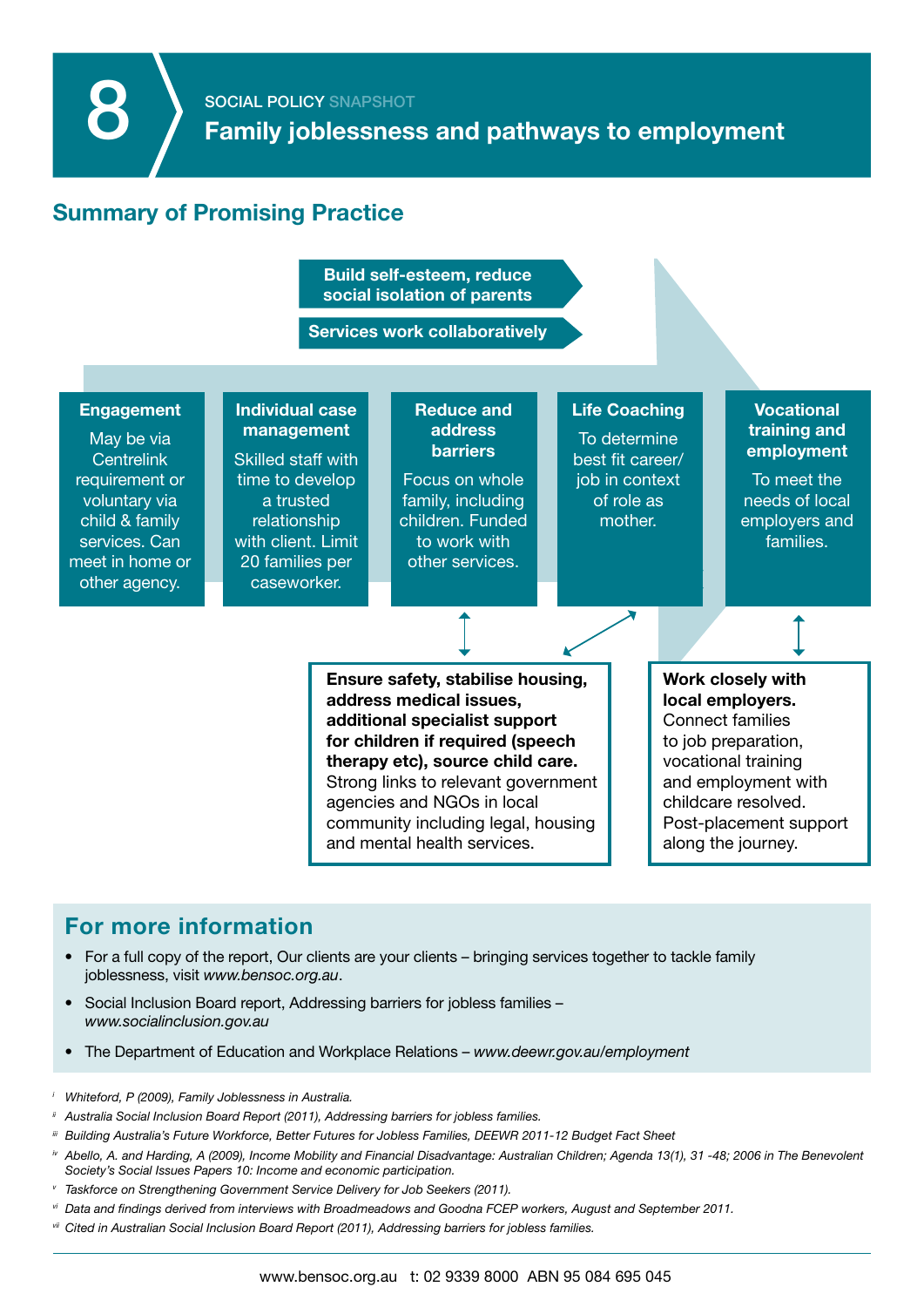# 8 SOCIAL POLICY SNAPSHOT

## Family joblessness and pathways to employment

## Summary of Promising Practice

**Build self-esteem, reduce social isolation of parents**

**Services work collaboratively**

**Engagement**
May be via Centrelink requirement or voluntary via child & family services. Can meet in home or other agency.

**Individual case management**
Skilled staff with time to develop a trusted relationship with client. Limit 20 families per caseworker.

**Reduce and address barriers**
Focus on whole family, including children. Funded to work with other services.

**Life Coaching**
To determine best fit career/ job in context of role as mother.

**Vocational training and employment**
To meet the needs of local employers and families.

**Ensure safety, stabilise housing, address medical issues, additional specialist support for children if required (speech therapy etc), source child care.** Strong links to relevant government agencies and NGOs in local community including legal, housing and mental health services.

**Work closely with local employers.** Connect families to job preparation, vocational training and employment with childcare resolved. Post-placement support along the journey.

## For more information

- For a full copy of the report, Our clients are your clients – bringing services together to tackle family joblessness, visit *www.bensoc.org.au*.
- Social Inclusion Board report, Addressing barriers for jobless families – *www.socialinclusion.gov.au*
- The Department of Education and Workplace Relations – *www.deewr.gov.au/employment*

---

[i] *Whiteford, P (2009), Family Joblessness in Australia.*

[ii] *Australia Social Inclusion Board Report (2011), Addressing barriers for jobless families.*

[iii] *Building Australia's Future Workforce, Better Futures for Jobless Families, DEEWR 2011-12 Budget Fact Sheet*

[iv] *Abello, A. and Harding, A (2009), Income Mobility and Financial Disadvantage: Australian Children; Agenda 13(1), 31 -48; 2006 in The Benevolent Society's Social Issues Papers 10: Income and economic participation.*

[v] *Taskforce on Strengthening Government Service Delivery for Job Seekers (2011).*

[vi] *Data and findings derived from interviews with Broadmeadows and Goodna FCEP workers, August and September 2011.*

[vii] *Cited in Australian Social Inclusion Board Report (2011), Addressing barriers for jobless families.*

www.bensoc.org.au t: 02 9339 8000 ABN 95 084 695 045